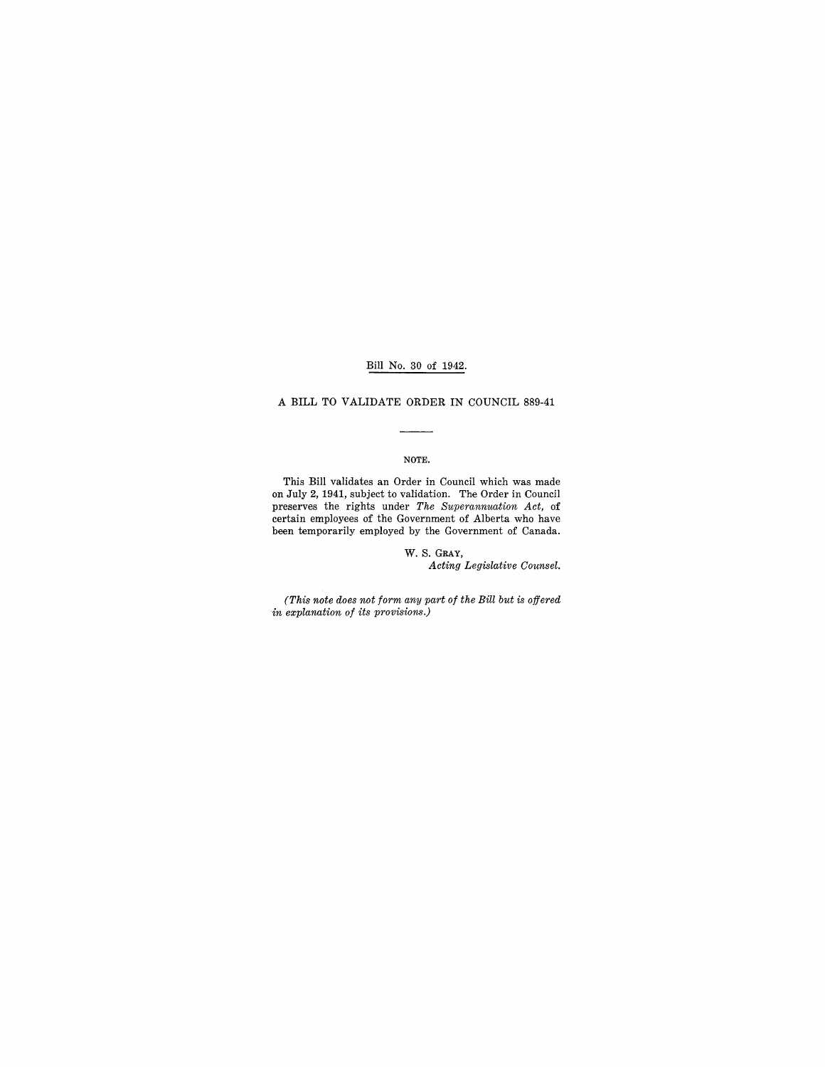Bill No. 30 of 1942.

# A BILL TO VALIDATE ORDER IN COUNCIL 889-41

NOTE.

This Bill validates an Order in Council which was made on July 2, 1941, subject to validation. The Order in Council preserves the rights under *The Superannuation Act,* of certain employees of the Government of Alberta who have been temporarily employed by the Government of Canada.

W. S. GRAY,
*Acting Legislative Counsel.*

*(This note does not form any part of the Bill but is offered in explanation of its provisions.)*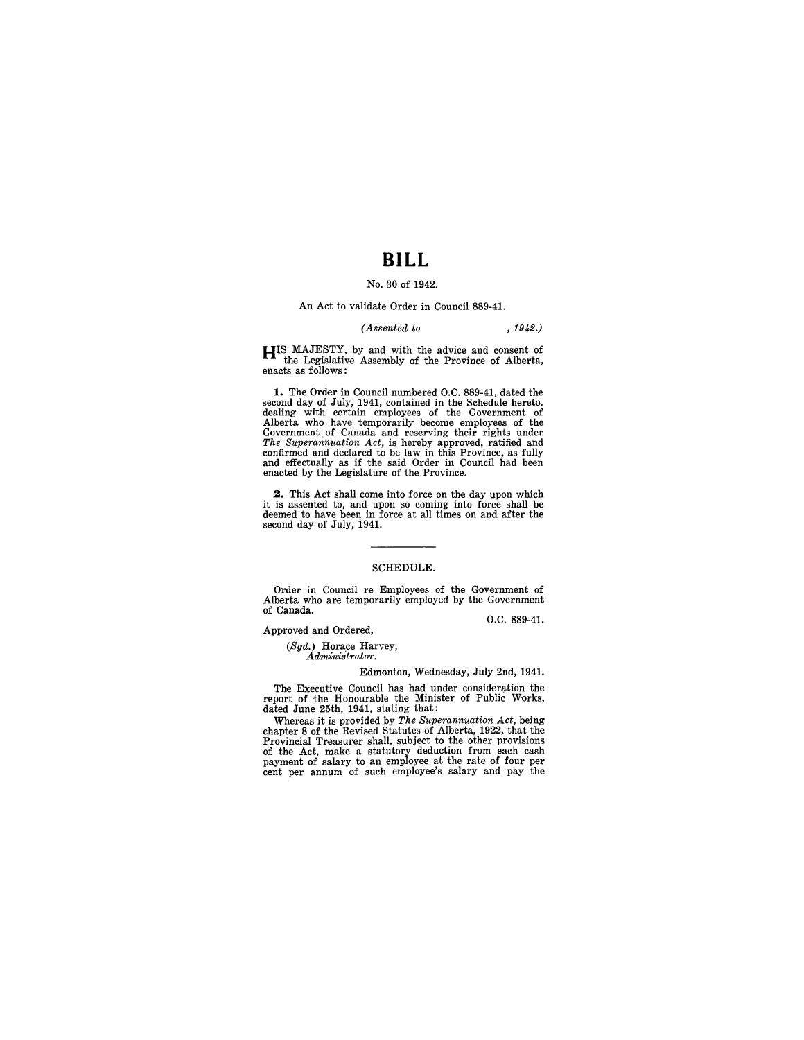# BILL

No. 30 of 1942.

An Act to validate Order in Council 889-41.

*(Assented to , 1942.)*

HIS MAJESTY, by and with the advice and consent of the Legislative Assembly of the Province of Alberta, enacts as follows:

**1.** The Order in Council numbered O.C. 889-41, dated the second day of July, 1941, contained in the Schedule hereto, dealing with certain employees of the Government of Alberta who have temporarily become employees of the Government of Canada and reserving their rights under *The Superannuation Act*, is hereby approved, ratified and confirmed and declared to be law in this Province, as fully and effectually as if the said Order in Council had been enacted by the Legislature of the Province.

**2.** This Act shall come into force on the day upon which it is assented to, and upon so coming into force shall be deemed to have been in force at all times on and after the second day of July, 1941.

---

## SCHEDULE.

Order in Council re Employees of the Government of Alberta who are temporarily employed by the Government of Canada.

O.C. 889-41.

Approved and Ordered,

*(Sgd.)* Horace Harvey,
*Administrator.*

Edmonton, Wednesday, July 2nd, 1941.

The Executive Council has had under consideration the report of the Honourable the Minister of Public Works, dated June 25th, 1941, stating that:

Whereas it is provided by *The Superannuation Act*, being chapter 8 of the Revised Statutes of Alberta, 1922, that the Provincial Treasurer shall, subject to the other provisions of the Act, make a statutory deduction from each cash payment of salary to an employee at the rate of four per cent per annum of such employee's salary and pay the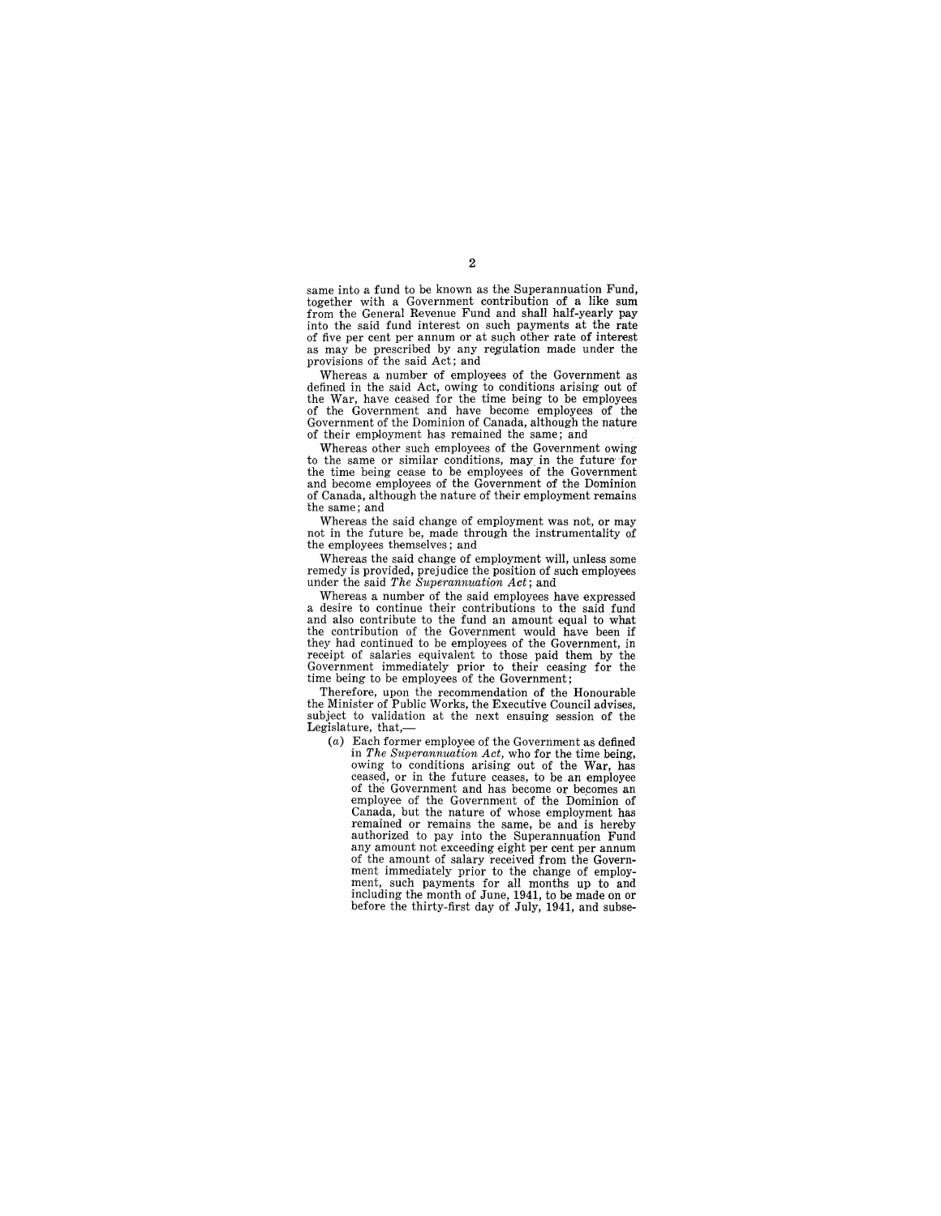same into a fund to be known as the Superannuation Fund, together with a Government contribution of a like sum from the General Revenue Fund and shall half-yearly pay into the said fund interest on such payments at the rate of five per cent per annum or at such other rate of interest as may be prescribed by any regulation made under the provisions of the said Act; and

Whereas a number of employees of the Government as defined in the said Act, owing to conditions arising out of the War, have ceased for the time being to be employees of the Government and have become employees of the Government of the Dominion of Canada, although the nature of their employment has remained the same; and

Whereas other such employees of the Government owing to the same or similar conditions, may in the future for the time being cease to be employees of the Government and become employees of the Government of the Dominion of Canada, although the nature of their employment remains the same; and

Whereas the said change of employment was not, or may not in the future be, made through the instrumentality of the employees themselves; and

Whereas the said change of employment will, unless some remedy is provided, prejudice the position of such employees under the said *The Superannuation Act*; and

Whereas a number of the said employees have expressed a desire to continue their contributions to the said fund and also contribute to the fund an amount equal to what the contribution of the Government would have been if they had continued to be employees of the Government, in receipt of salaries equivalent to those paid them by the Government immediately prior to their ceasing for the time being to be employees of the Government;

Therefore, upon the recommendation of the Honourable the Minister of Public Works, the Executive Council advises, subject to validation at the next ensuing session of the Legislature, that,—

(*a*) Each former employee of the Government as defined in *The Superannuation Act*, who for the time being, owing to conditions arising out of the War, has ceased, or in the future ceases, to be an employee of the Government and has become or becomes an employee of the Government of the Dominion of Canada, but the nature of whose employment has remained or remains the same, be and is hereby authorized to pay into the Superannuation Fund any amount not exceeding eight per cent per annum of the amount of salary received from the Government immediately prior to the change of employment, such payments for all months up to and including the month of June, 1941, to be made on or before the thirty-first day of July, 1941, and subse-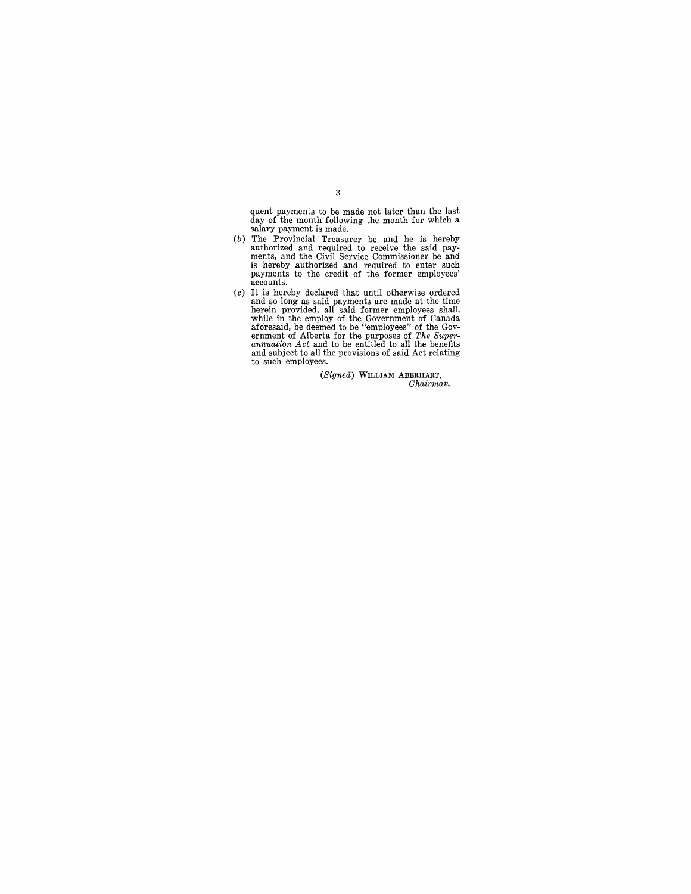quent payments to be made not later than the last day of the month following the month for which a salary payment is made.

(*b*) The Provincial Treasurer be and he is hereby authorized and required to receive the said payments, and the Civil Service Commissioner be and is hereby authorized and required to enter such payments to the credit of the former employees' accounts.

(*c*) It is hereby declared that until otherwise ordered and so long as said payments are made at the time herein provided, all said former employees shall, while in the employ of the Government of Canada aforesaid, be deemed to be "employees" of the Government of Alberta for the purposes of *The Superannuation Act* and to be entitled to all the benefits and subject to all the provisions of said Act relating to such employees.

(*Signed*) WILLIAM ABERHART,
*Chairman.*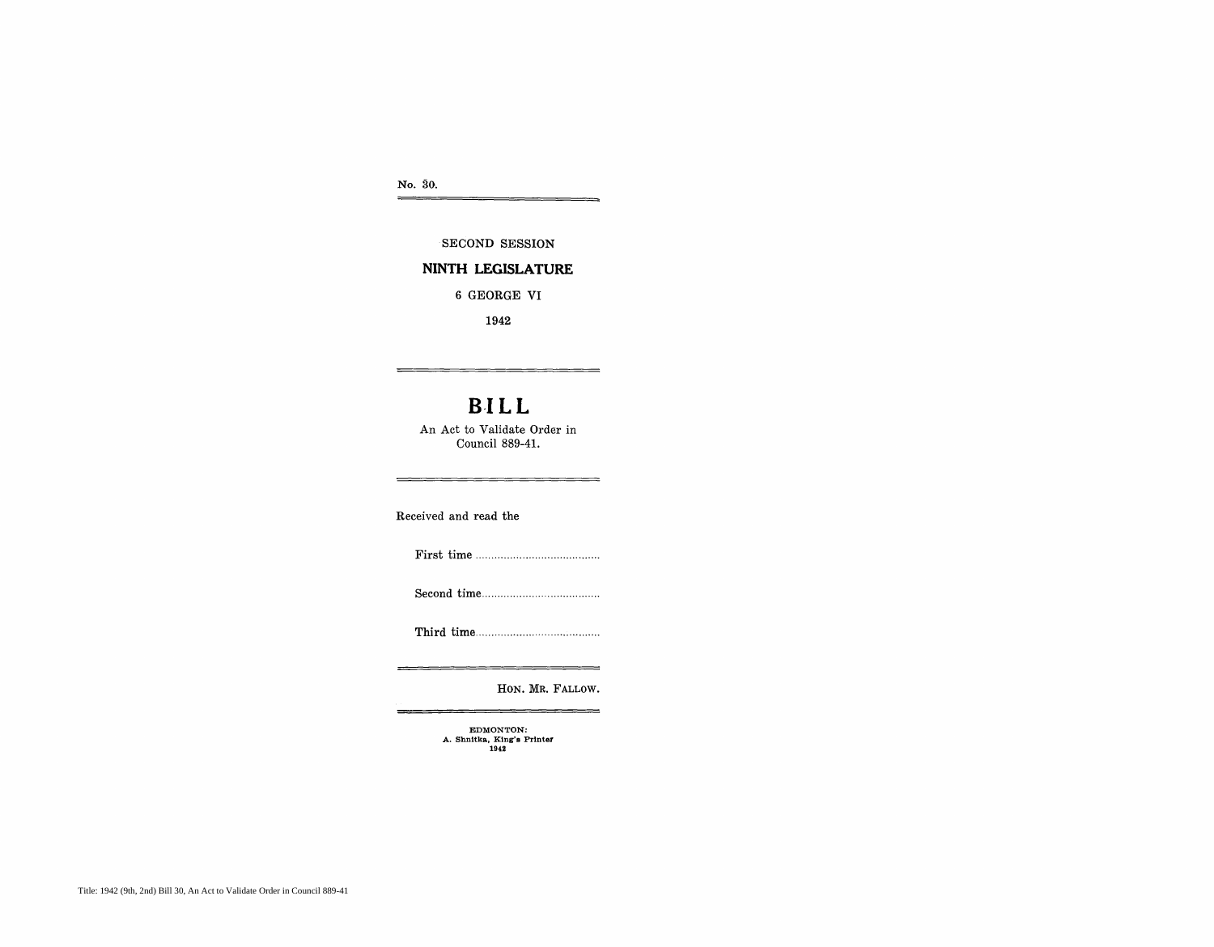No. 30.

SECOND SESSION

**NINTH LEGISLATURE**

6 GEORGE VI

1942

# BILL

An Act to Validate Order in Council 889-41.

Received and read the

First time ........................................

Second time ......................................

Third time ..........................................

HON. MR. FALLOW.

EDMONTON:
A. Shnitka, King's Printer
1942

Title: 1942 (9th, 2nd) Bill 30, An Act to Validate Order in Council 889-41